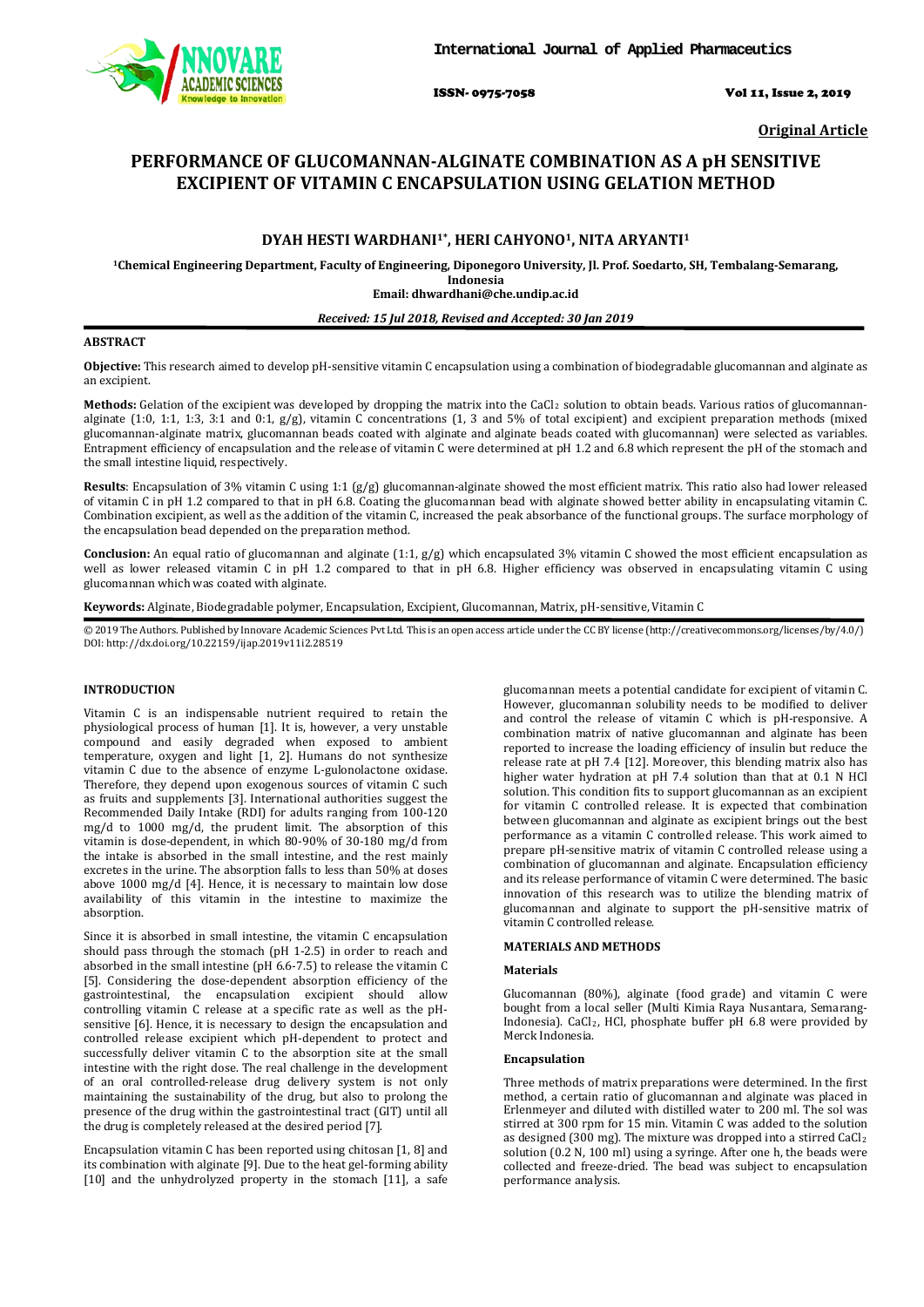**Original Article**

# PERFORMANCE OF GLUCOMANNAN-ALGINATE COMBINATION AS A pH SENSITIVE EXCIPIENT OF VITAMIN C ENCAPSULATION USING GELATION METHOD

**DYAH HESTI WARDHANI[1*], HERI CAHYONO[1], NITA ARYANTI[1]**

[1]Chemical Engineering Department, Faculty of Engineering, Diponegoro University, Jl. Prof. Soedarto, SH, Tembalang-Semarang, Indonesia
Email: dhwardhani@che.undip.ac.id

*Received: 15 Jul 2018, Revised and Accepted: 30 Jan 2019*

## ABSTRACT

**Objective:** This research aimed to develop pH-sensitive vitamin C encapsulation using a combination of biodegradable glucomannan and alginate as an excipient.

**Methods:** Gelation of the excipient was developed by dropping the matrix into the $CaCl_2$ solution to obtain beads. Various ratios of glucomannan-alginate (1:0, 1:1, 1:3, 3:1 and 0:1, g/g), vitamin C concentrations (1, 3 and 5% of total excipient) and excipient preparation methods (mixed glucomannan-alginate matrix, glucomannan beads coated with alginate and alginate beads coated with glucomannan) were selected as variables. Entrapment efficiency of encapsulation and the release of vitamin C were determined at pH 1.2 and 6.8 which represent the pH of the stomach and the small intestine liquid, respectively.

**Results**: Encapsulation of 3% vitamin C using 1:1 (g/g) glucomannan-alginate showed the most efficient matrix. This ratio also had lower released of vitamin C in pH 1.2 compared to that in pH 6.8. Coating the glucomannan bead with alginate showed better ability in encapsulating vitamin C. Combination excipient, as well as the addition of the vitamin C, increased the peak absorbance of the functional groups. The surface morphology of the encapsulation bead depended on the preparation method.

**Conclusion:** An equal ratio of glucomannan and alginate (1:1, g/g) which encapsulated 3% vitamin C showed the most efficient encapsulation as well as lower released vitamin C in pH 1.2 compared to that in pH 6.8. Higher efficiency was observed in encapsulating vitamin C using glucomannan which was coated with alginate.

**Keywords:** Alginate, Biodegradable polymer, Encapsulation, Excipient, Glucomannan, Matrix, pH-sensitive, Vitamin C

© 2019 The Authors. Published by Innovare Academic Sciences Pvt Ltd. This is an open access article under the CC BY license (http://creativecommons.org/licenses/by/4.0/)
DOI: http://dx.doi.org/10.22159/ijap.2019v11i2.28519

## INTRODUCTION

Vitamin C is an indispensable nutrient required to retain the physiological process of human [1]. It is, however, a very unstable compound and easily degraded when exposed to ambient temperature, oxygen and light [1, 2]. Humans do not synthesize vitamin C due to the absence of enzyme L-gulonolactone oxidase. Therefore, they depend upon exogenous sources of vitamin C such as fruits and supplements [3]. International authorities suggest the Recommended Daily Intake (RDI) for adults ranging from 100-120 mg/d to 1000 mg/d, the prudent limit. The absorption of this vitamin is dose-dependent, in which 80-90% of 30-180 mg/d from the intake is absorbed in the small intestine, and the rest mainly excretes in the urine. The absorption falls to less than 50% at doses above 1000 mg/d [4]. Hence, it is necessary to maintain low dose availability of this vitamin in the intestine to maximize the absorption.

Since it is absorbed in small intestine, the vitamin C encapsulation should pass through the stomach (pH 1-2.5) in order to reach and absorbed in the small intestine (pH 6.6-7.5) to release the vitamin C [5]. Considering the dose-dependent absorption efficiency of the gastrointestinal, the encapsulation excipient should allow controlling vitamin C release at a specific rate as well as the pH-sensitive [6]. Hence, it is necessary to design the encapsulation and controlled release excipient which pH-dependent to protect and successfully deliver vitamin C to the absorption site at the small intestine with the right dose. The real challenge in the development of an oral controlled-release drug delivery system is not only maintaining the sustainability of the drug, but also to prolong the presence of the drug within the gastrointestinal tract (GIT) until all the drug is completely released at the desired period [7].

Encapsulation vitamin C has been reported using chitosan [1, 8] and its combination with alginate [9]. Due to the heat gel-forming ability [10] and the unhydrolyzed property in the stomach [11], a safe glucomannan meets a potential candidate for excipient of vitamin C. However, glucomannan solubility needs to be modified to deliver and control the release of vitamin C which is pH-responsive. A combination matrix of native glucomannan and alginate has been reported to increase the loading efficiency of insulin but reduce the release rate at pH 7.4 [12]. Moreover, this blending matrix also has higher water hydration at pH 7.4 solution than that at 0.1 N HCl solution. This condition fits to support glucomannan as an excipient for vitamin C controlled release. It is expected that combination between glucomannan and alginate as excipient brings out the best performance as a vitamin C controlled release. This work aimed to prepare pH-sensitive matrix of vitamin C controlled release using a combination of glucomannan and alginate. Encapsulation efficiency and its release performance of vitamin C were determined. The basic innovation of this research was to utilize the blending matrix of glucomannan and alginate to support the pH-sensitive matrix of vitamin C controlled release.

## MATERIALS AND METHODS

### Materials

Glucomannan (80%), alginate (food grade) and vitamin C were bought from a local seller (Multi Kimia Raya Nusantara, Semarang-Indonesia). $CaCl_2$, HCl, phosphate buffer pH 6.8 were provided by Merck Indonesia.

### Encapsulation

Three methods of matrix preparations were determined. In the first method, a certain ratio of glucomannan and alginate was placed in Erlenmeyer and diluted with distilled water to 200 ml. The sol was stirred at 300 rpm for 15 min. Vitamin C was added to the solution as designed (300 mg). The mixture was dropped into a stirred $CaCl_2$ solution (0.2 N, 100 ml) using a syringe. After one h, the beads were collected and freeze-dried. The bead was subject to encapsulation performance analysis.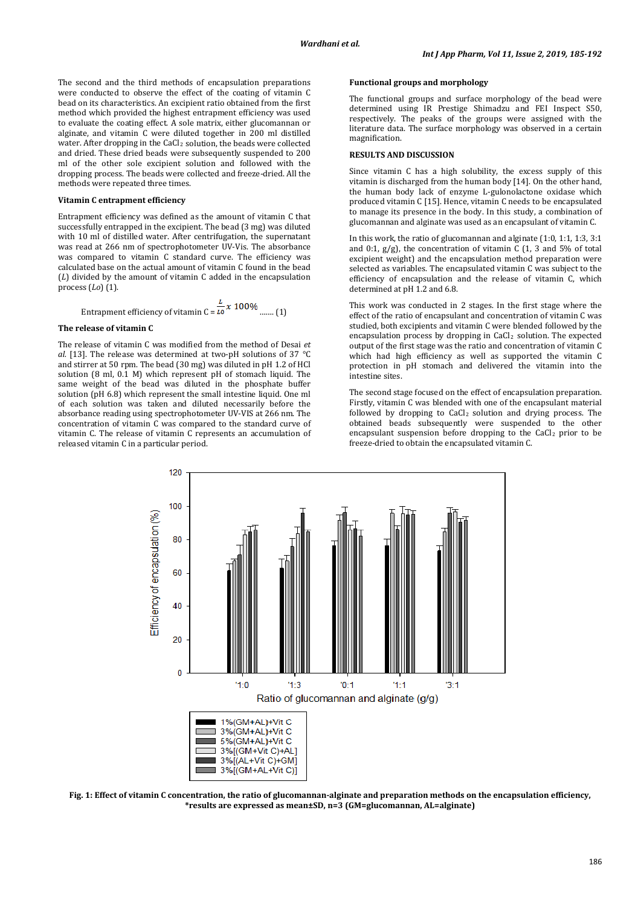The second and the third methods of encapsulation preparations were conducted to observe the effect of the coating of vitamin C bead on its characteristics. An excipient ratio obtained from the first method which provided the highest entrapment efficiency was used to evaluate the coating effect. A sole matrix, either glucomannan or alginate, and vitamin C were diluted together in 200 ml distilled water. After dropping in the $CaCl_2$ solution, the beads were collected and dried. These dried beads were subsequently suspended to 200 ml of the other sole excipient solution and followed with the dropping process. The beads were collected and freeze-dried. All the methods were repeated three times.

### Vitamin C entrapment efficiency

Entrapment efficiency was defined as the amount of vitamin C that successfully entrapped in the excipient. The bead (3 mg) was diluted with 10 ml of distilled water. After centrifugation, the supernatant was read at 266 nm of spectrophotometer UV-Vis. The absorbance was compared to vitamin C standard curve. The efficiency was calculated base on the actual amount of vitamin C found in the bead ($L$) divided by the amount of vitamin C added in the encapsulation process ($Lo$) (1).

$$\text{Entrapment efficiency of vitamin C} = \frac{L}{Lo} x\ 100\% \quad \text{....... (1)}$$

### The release of vitamin C

The release of vitamin C was modified from the method of Desai *et al.* [13]. The release was determined at two-pH solutions of 37 °C and stirrer at 50 rpm. The bead (30 mg) was diluted in pH 1.2 of HCl solution (8 ml, 0.1 M) which represent pH of stomach liquid. The same weight of the bead was diluted in the phosphate buffer solution (pH 6.8) which represent the small intestine liquid. One ml of each solution was taken and diluted necessarily before the absorbance reading using spectrophotometer UV-VIS at 266 nm. The concentration of vitamin C was compared to the standard curve of vitamin C. The release of vitamin C represents an accumulation of released vitamin C in a particular period.

### Functional groups and morphology

The functional groups and surface morphology of the bead were determined using IR Prestige Shimadzu and FEI Inspect S50, respectively. The peaks of the groups were assigned with the literature data. The surface morphology was observed in a certain magnification.

## RESULTS AND DISCUSSION

Since vitamin C has a high solubility, the excess supply of this vitamin is discharged from the human body [14]. On the other hand, the human body lack of enzyme L-gulonolactone oxidase which produced vitamin C [15]. Hence, vitamin C needs to be encapsulated to manage its presence in the body. In this study, a combination of glucomannan and alginate was used as an encapsulant of vitamin C.

In this work, the ratio of glucomannan and alginate (1:0, 1:1, 1:3, 3:1 and 0:1, g/g), the concentration of vitamin C (1, 3 and 5% of total excipient weight) and the encapsulation method preparation were selected as variables. The encapsulated vitamin C was subject to the efficiency of encapsulation and the release of vitamin C, which determined at pH 1.2 and 6.8.

This work was conducted in 2 stages. In the first stage where the effect of the ratio of encapsulant and concentration of vitamin C was studied, both excipients and vitamin C were blended followed by the encapsulation process by dropping in $CaCl_2$ solution. The expected output of the first stage was the ratio and concentration of vitamin C which had high efficiency as well as supported the vitamin C protection in pH stomach and delivered the vitamin into the intestine sites.

The second stage focused on the effect of encapsulation preparation. Firstly, vitamin C was blended with one of the encapsulant material followed by dropping to $CaCl_2$ solution and drying process. The obtained beads subsequently were suspended to the other encapsulant suspension before dropping to the $CaCl_2$ prior to be freeze-dried to obtain the encapsulated vitamin C.

**Fig. 1: Effect of vitamin C concentration, the ratio of glucomannan-alginate and preparation methods on the encapsulation efficiency, \*results are expressed as mean±SD, n=3 (GM=glucomannan, AL=alginate)**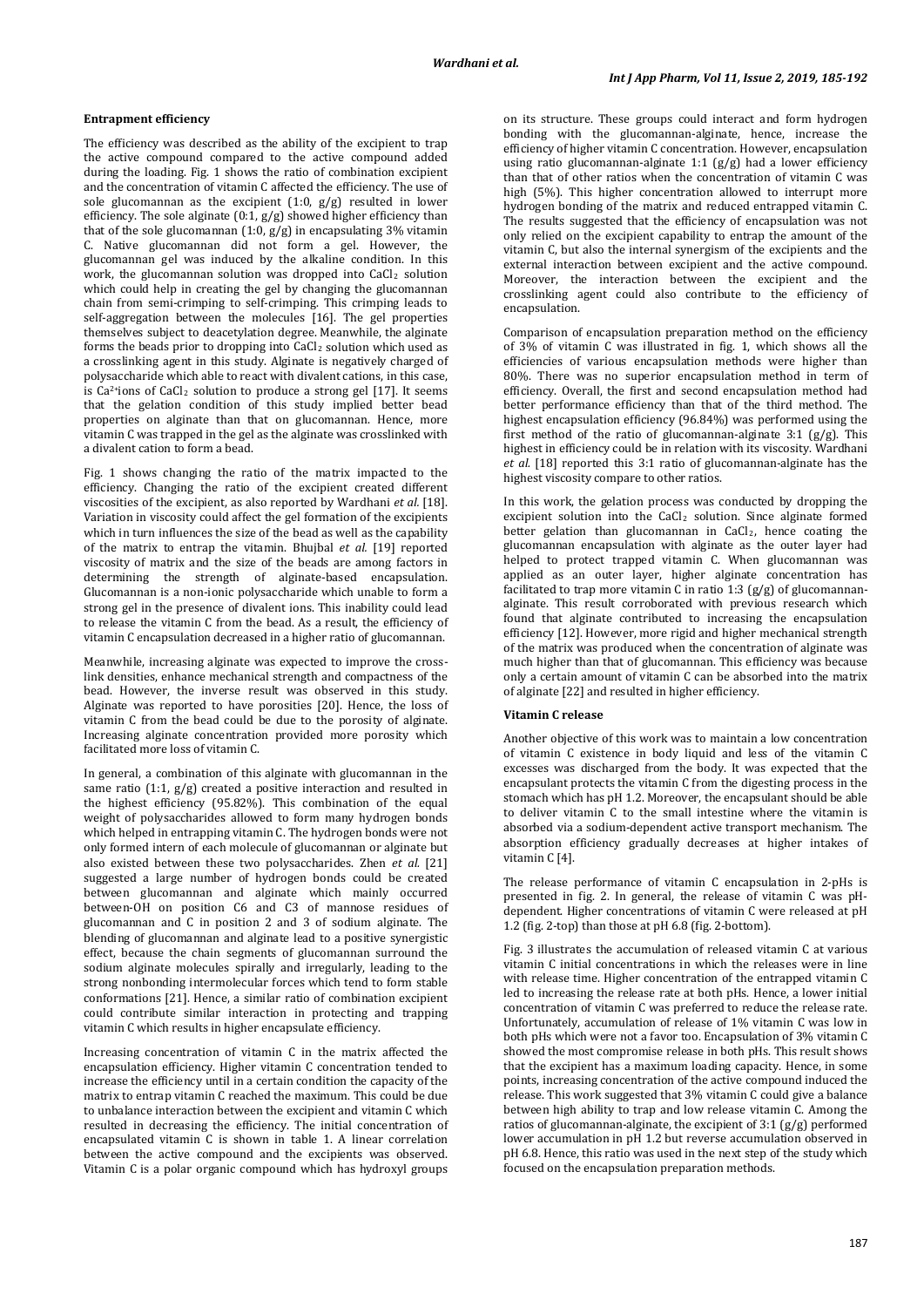### Entrapment efficiency

The efficiency was described as the ability of the excipient to trap the active compound compared to the active compound added during the loading. Fig. 1 shows the ratio of combination excipient and the concentration of vitamin C affected the efficiency. The use of sole glucomannan as the excipient (1:0, g/g) resulted in lower efficiency. The sole alginate (0:1, g/g) showed higher efficiency than that of the sole glucomannan (1:0, g/g) in encapsulating 3% vitamin C. Native glucomannan did not form a gel. However, the glucomannan gel was induced by the alkaline condition. In this work, the glucomannan solution was dropped into $CaCl_2$ solution which could help in creating the gel by changing the glucomannan chain from semi-crimping to self-crimping. This crimping leads to self-aggregation between the molecules [16]. The gel properties themselves subject to deacetylation degree. Meanwhile, the alginate forms the beads prior to dropping into $CaCl_2$ solution which used as a crosslinking agent in this study. Alginate is negatively charged of polysaccharide which able to react with divalent cations, in this case, is $Ca^{2+}$ions of $CaCl_2$ solution to produce a strong gel [17]. It seems that the gelation condition of this study implied better bead properties on alginate than that on glucomannan. Hence, more vitamin C was trapped in the gel as the alginate was crosslinked with a divalent cation to form a bead.

Fig. 1 shows changing the ratio of the matrix impacted to the efficiency. Changing the ratio of the excipient created different viscosities of the excipient, as also reported by Wardhani *et al.* [18]. Variation in viscosity could affect the gel formation of the excipients which in turn influences the size of the bead as well as the capability of the matrix to entrap the vitamin. Bhujbal *et al.* [19] reported viscosity of matrix and the size of the beads are among factors in determining the strength of alginate-based encapsulation. Glucomannan is a non-ionic polysaccharide which unable to form a strong gel in the presence of divalent ions. This inability could lead to release the vitamin C from the bead. As a result, the efficiency of vitamin C encapsulation decreased in a higher ratio of glucomannan.

Meanwhile, increasing alginate was expected to improve the cross-link densities, enhance mechanical strength and compactness of the bead. However, the inverse result was observed in this study. Alginate was reported to have porosities [20]. Hence, the loss of vitamin C from the bead could be due to the porosity of alginate. Increasing alginate concentration provided more porosity which facilitated more loss of vitamin C.

In general, a combination of this alginate with glucomannan in the same ratio (1:1, g/g) created a positive interaction and resulted in the highest efficiency (95.82%). This combination of the equal weight of polysaccharides allowed to form many hydrogen bonds which helped in entrapping vitamin C. The hydrogen bonds were not only formed intern of each molecule of glucomannan or alginate but also existed between these two polysaccharides. Zhen *et al.* [21] suggested a large number of hydrogen bonds could be created between glucomannan and alginate which mainly occurred between-OH on position C6 and C3 of mannose residues of glucomannan and C in position 2 and 3 of sodium alginate. The blending of glucomannan and alginate lead to a positive synergistic effect, because the chain segments of glucomannan surround the sodium alginate molecules spirally and irregularly, leading to the strong nonbonding intermolecular forces which tend to form stable conformations [21]. Hence, a similar ratio of combination excipient could contribute similar interaction in protecting and trapping vitamin C which results in higher encapsulate efficiency.

Increasing concentration of vitamin C in the matrix affected the encapsulation efficiency. Higher vitamin C concentration tended to increase the efficiency until in a certain condition the capacity of the matrix to entrap vitamin C reached the maximum. This could be due to unbalance interaction between the excipient and vitamin C which resulted in decreasing the efficiency. The initial concentration of encapsulated vitamin C is shown in table 1. A linear correlation between the active compound and the excipients was observed. Vitamin C is a polar organic compound which has hydroxyl groups on its structure. These groups could interact and form hydrogen bonding with the glucomannan-alginate, hence, increase the efficiency of higher vitamin C concentration. However, encapsulation using ratio glucomannan-alginate 1:1 (g/g) had a lower efficiency than that of other ratios when the concentration of vitamin C was high (5%). This higher concentration allowed to interrupt more hydrogen bonding of the matrix and reduced entrapped vitamin C. The results suggested that the efficiency of encapsulation was not only relied on the excipient capability to entrap the amount of the vitamin C, but also the internal synergism of the excipients and the external interaction between excipient and the active compound. Moreover, the interaction between the excipient and the crosslinking agent could also contribute to the efficiency of encapsulation.

Comparison of encapsulation preparation method on the efficiency of 3% of vitamin C was illustrated in fig. 1, which shows all the efficiencies of various encapsulation methods were higher than 80%. There was no superior encapsulation method in term of efficiency. Overall, the first and second encapsulation method had better performance efficiency than that of the third method. The highest encapsulation efficiency (96.84%) was performed using the first method of the ratio of glucomannan-alginate 3:1 (g/g). This highest in efficiency could be in relation with its viscosity. Wardhani *et al.* [18] reported this 3:1 ratio of glucomannan-alginate has the highest viscosity compare to other ratios.

In this work, the gelation process was conducted by dropping the excipient solution into the $CaCl_2$ solution. Since alginate formed better gelation than glucomannan in $CaCl_2$, hence coating the glucomannan encapsulation with alginate as the outer layer had helped to protect trapped vitamin C. When glucomannan was applied as an outer layer, higher alginate concentration has facilitated to trap more vitamin C in ratio 1:3 (g/g) of glucomannan-alginate. This result corroborated with previous research which found that alginate contributed to increasing the encapsulation efficiency [12]. However, more rigid and higher mechanical strength of the matrix was produced when the concentration of alginate was much higher than that of glucomannan. This efficiency was because only a certain amount of vitamin C can be absorbed into the matrix of alginate [22] and resulted in higher efficiency.

### Vitamin C release

Another objective of this work was to maintain a low concentration of vitamin C existence in body liquid and less of the vitamin C excesses was discharged from the body. It was expected that the encapsulant protects the vitamin C from the digesting process in the stomach which has pH 1.2. Moreover, the encapsulant should be able to deliver vitamin C to the small intestine where the vitamin is absorbed via a sodium-dependent active transport mechanism. The absorption efficiency gradually decreases at higher intakes of vitamin C [4].

The release performance of vitamin C encapsulation in 2-pHs is presented in fig. 2. In general, the release of vitamin C was pH-dependent. Higher concentrations of vitamin C were released at pH 1.2 (fig. 2-top) than those at pH 6.8 (fig. 2-bottom).

Fig. 3 illustrates the accumulation of released vitamin C at various vitamin C initial concentrations in which the releases were in line with release time. Higher concentration of the entrapped vitamin C led to increasing the release rate at both pHs. Hence, a lower initial concentration of vitamin C was preferred to reduce the release rate. Unfortunately, accumulation of release of 1% vitamin C was low in both pHs which were not a favor too. Encapsulation of 3% vitamin C showed the most compromise release in both pHs. This result shows that the excipient has a maximum loading capacity. Hence, in some points, increasing concentration of the active compound induced the release. This work suggested that 3% vitamin C could give a balance between high ability to trap and low release vitamin C. Among the ratios of glucomannan-alginate, the excipient of 3:1 (g/g) performed lower accumulation in pH 1.2 but reverse accumulation observed in pH 6.8. Hence, this ratio was used in the next step of the study which focused on the encapsulation preparation methods.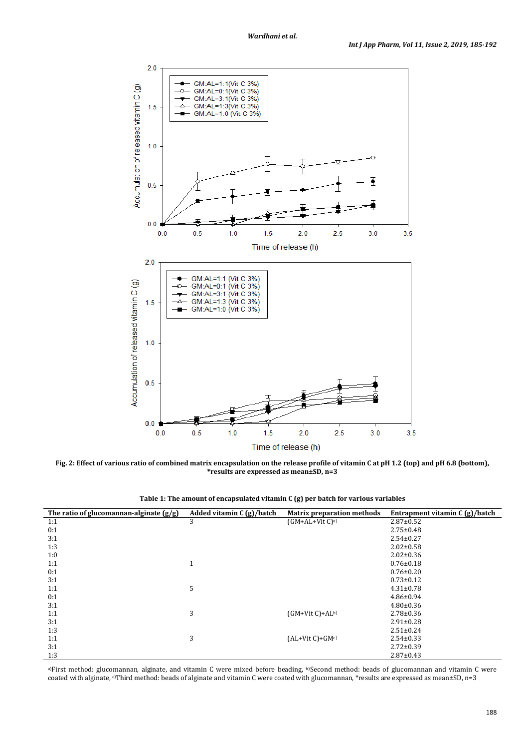Fig. 2: Effect of various ratio of combined matrix encapsulation on the release profile of vitamin C at pH 1.2 (top) and pH 6.8 (bottom), *results are expressed as mean±SD, n=3

**Table 1: The amount of encapsulated vitamin C (g) per batch for various variables**

| The ratio of glucomannan-alginate (g/g) | Added vitamin C (g)/batch | Matrix preparation methods | Entrapment vitamin C (g)/batch |
|---|---|---|---|
| 1:1 | 3 | (GM+AL+Vit C)[a] | 2.87±0.52 |
| 0:1 | | | 2.75±0.48 |
| 3:1 | | | 2.54±0.27 |
| 1:3 | | | 2.02±0.58 |
| 1:0 | | | 2.02±0.36 |
| 1:1 | 1 | | 0.76±0.18 |
| 0:1 | | | 0.76±0.20 |
| 3:1 | | | 0.73±0.12 |
| 1:1 | 5 | | 4.31±0.78 |
| 0:1 | | | 4.86±0.94 |
| 3:1 | | | 4.80±0.36 |
| 1:1 | 3 | (GM+Vit C)+AL[b] | 2.78±0.36 |
| 3:1 | | | 2.91±0.28 |
| 1:3 | | | 2.51±0.24 |
| 1:1 | 3 | (AL+Vit C)+GM[c] | 2.54±0.33 |
| 3:1 | | | 2.72±0.39 |
| 1:3 | | | 2.87±0.43 |

[a]First method: glucomannan, alginate, and vitamin C were mixed before beading, [b]Second method: beads of glucomannan and vitamin C were coated with alginate, [c]Third method: beads of alginate and vitamin C were coated with glucomannan, *results are expressed as mean±SD, n=3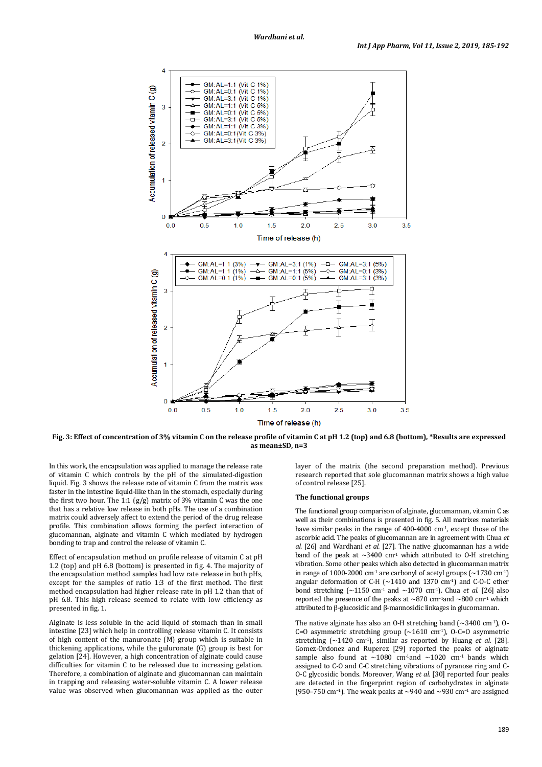Fig. 3: Effect of concentration of 3% vitamin C on the release profile of vitamin C at pH 1.2 (top) and 6.8 (bottom), *Results are expressed as mean±SD, n=3

In this work, the encapsulation was applied to manage the release rate of vitamin C which controls by the pH of the simulated-digestion liquid. Fig. 3 shows the release rate of vitamin C from the matrix was faster in the intestine liquid-like than in the stomach, especially during the first two hour. The 1:1 (g/g) matrix of 3% vitamin C was the one that has a relative low release in both pHs. The use of a combination matrix could adversely affect to extend the period of the drug release profile. This combination allows forming the perfect interaction of glucomannan, alginate and vitamin C which mediated by hydrogen bonding to trap and control the release of vitamin C.

Effect of encapsulation method on profile release of vitamin C at pH 1.2 (top) and pH 6.8 (bottom) is presented in fig. 4. The majority of the encapsulation method samples had low rate release in both pHs, except for the samples of ratio 1:3 of the first method. The first method encapsulation had higher release rate in pH 1.2 than that of pH 6.8. This high release seemed to relate with low efficiency as presented in fig. 1.

Alginate is less soluble in the acid liquid of stomach than in small intestine [23] which help in controlling release vitamin C. It consists of high content of the manuronate (M) group which is suitable in thickening applications, while the guluronate (G) group is best for gelation [24]. However, a high concentration of alginate could cause difficulties for vitamin C to be released due to increasing gelation. Therefore, a combination of alginate and glucomannan can maintain in trapping and releasing water-soluble vitamin C. A lower release value was observed when glucomannan was applied as the outer layer of the matrix (the second preparation method). Previous research reported that sole glucomannan matrix shows a high value of control release [25].

### The functional groups

The functional group comparison of alginate, glucomannan, vitamin C as well as their combinations is presented in fig. 5. All matrixes materials have similar peaks in the range of 400-4000 $cm^{-1}$, except those of the ascorbic acid. The peaks of glucomannan are in agreement with Chua *et al.* [26] and Wardhani *et al.* [27]. The native glucomannan has a wide band of the peak at ~3400 $cm^{-1}$ which attributed to O-H stretching vibration. Some other peaks which also detected in glucomannan matrix in range of 1000-2000 $cm^{-1}$ are carbonyl of acetyl groups (~1730 $cm^{-1}$) angular deformation of C-H (~1410 and 1370 $cm^{-1}$) and C-O-C ether bond stretching (~1150 $cm^{-1}$ and ~1070 $cm^{-1}$). Chua *et al.* [26] also reported the presence of the peaks at ~870 $cm^{-1}$and ~800 $cm^{-1}$ which attributed to β-glucosidic and β-mannosidic linkages in glucomannan.

The native alginate has also an O-H stretching band (~3400 $cm^{-1}$), O-C=O asymmetric stretching group (~1610 $cm^{-1}$), O-C=O asymmetric stretching (~1420 $cm^{-1}$), similar as reported by Huang *et al.* [28]. Gomez-Ordonez and Ruperez [29] reported the peaks of alginate sample also found at ~1080 $cm^{-1}$and ~1020 $cm^{-1}$ bands which assigned to C-O and C-C stretching vibrations of pyranose ring and C-O-C glycosidic bonds. Moreover, Wang *et al.* [30] reported four peaks are detected in the fingerprint region of carbohydrates in alginate (950–750 $cm^{-1}$). The weak peaks at ~940 and ~930 $cm^{-1}$ are assigned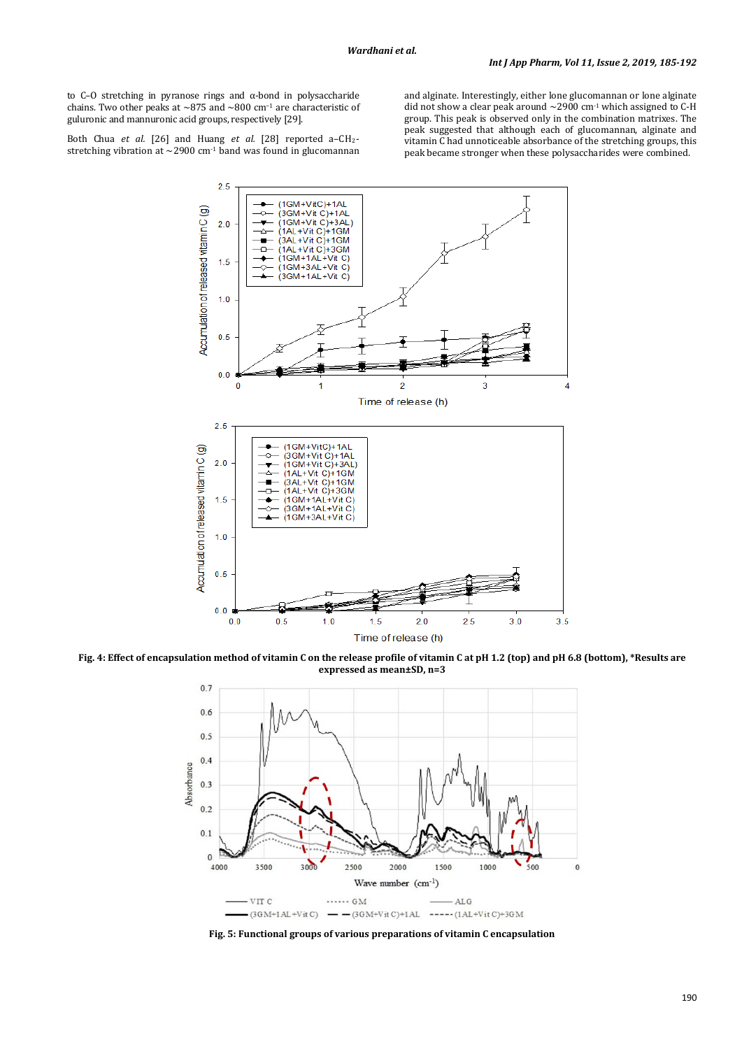to C–O stretching in pyranose rings and α-bond in polysaccharide chains. Two other peaks at ~875 and ~800 $cm^{-1}$ are characteristic of guluronic and mannuronic acid groups, respectively [29].

Both Chua *et al.* [26] and Huang *et al.* [28] reported a–$CH_2$-stretching vibration at ~2900 $cm^{-1}$ band was found in glucomannan and alginate. Interestingly, either lone glucomannan or lone alginate did not show a clear peak around ~2900 $cm^{-1}$ which assigned to C-H group. This peak is observed only in the combination matrixes. The peak suggested that although each of glucomannan, alginate and vitamin C had unnoticeable absorbance of the stretching groups, this peak became stronger when these polysaccharides were combined.

**Fig. 4: Effect of encapsulation method of vitamin C on the release profile of vitamin C at pH 1.2 (top) and pH 6.8 (bottom), \*Results are expressed as mean±SD, n=3**

**Fig. 5: Functional groups of various preparations of vitamin C encapsulation**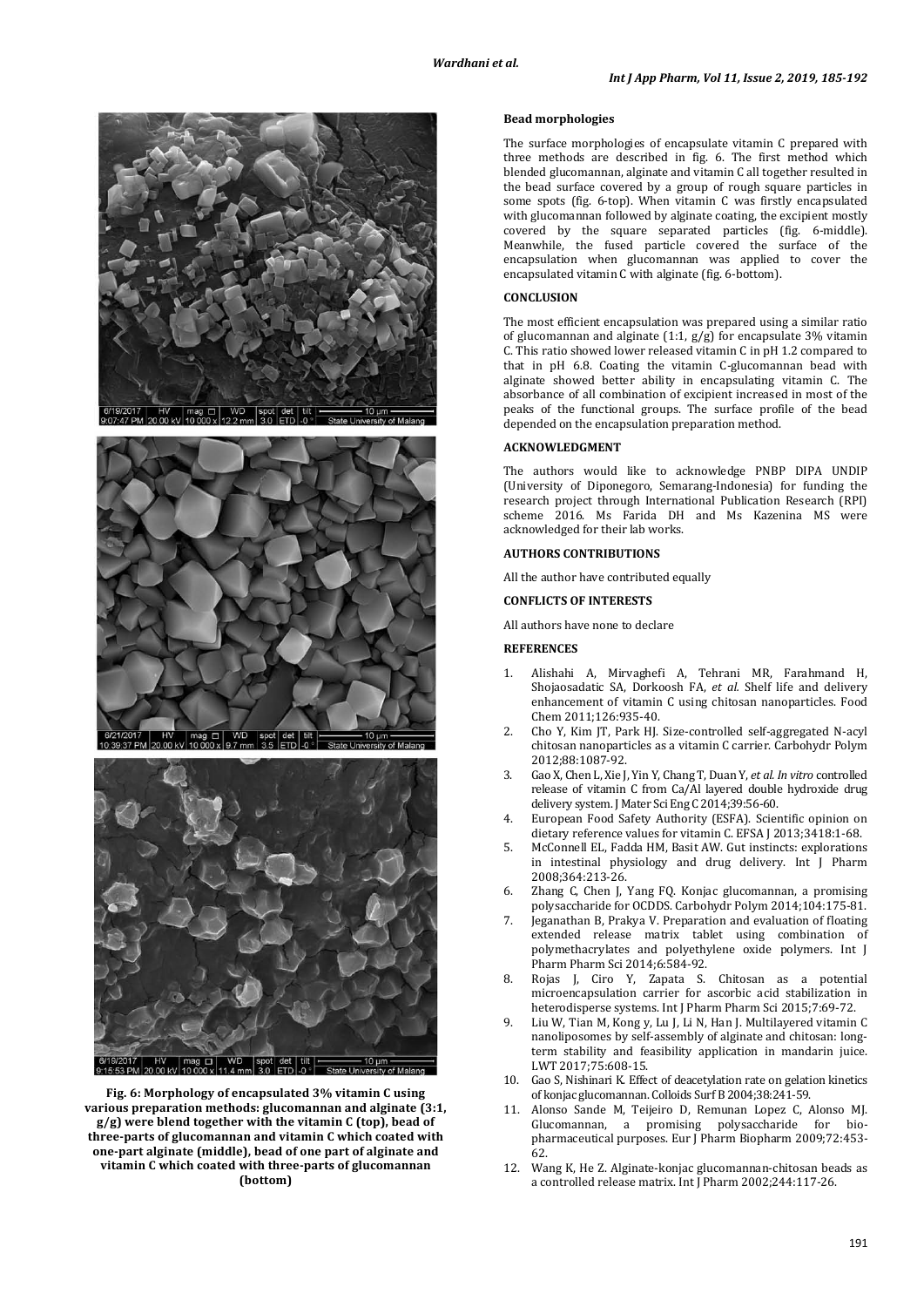Fig. 6: Morphology of encapsulated 3% vitamin C using various preparation methods: glucomannan and alginate (3:1, g/g) were blend together with the vitamin C (top), bead of three-parts of glucomannan and vitamin C which coated with one-part alginate (middle), bead of one part of alginate and vitamin C which coated with three-parts of glucomannan (bottom)

### Bead morphologies

The surface morphologies of encapsulate vitamin C prepared with three methods are described in fig. 6. The first method which blended glucomannan, alginate and vitamin C all together resulted in the bead surface covered by a group of rough square particles in some spots (fig. 6-top). When vitamin C was firstly encapsulated with glucomannan followed by alginate coating, the excipient mostly covered by the square separated particles (fig. 6-middle). Meanwhile, the fused particle covered the surface of the encapsulation when glucomannan was applied to cover the encapsulated vitamin C with alginate (fig. 6-bottom).

## CONCLUSION

The most efficient encapsulation was prepared using a similar ratio of glucomannan and alginate (1:1, g/g) for encapsulate 3% vitamin C. This ratio showed lower released vitamin C in pH 1.2 compared to that in pH 6.8. Coating the vitamin C-glucomannan bead with alginate showed better ability in encapsulating vitamin C. The absorbance of all combination of excipient increased in most of the peaks of the functional groups. The surface profile of the bead depended on the encapsulation preparation method.

## ACKNOWLEDGMENT

The authors would like to acknowledge PNBP DIPA UNDIP (University of Diponegoro, Semarang-Indonesia) for funding the research project through International Publication Research (RPI) scheme 2016. Ms Farida DH and Ms Kazenina MS were acknowledged for their lab works.

## AUTHORS CONTRIBUTIONS

All the author have contributed equally

## CONFLICTS OF INTERESTS

All authors have none to declare

## REFERENCES

1. Alishahi A, Mirvaghefi A, Tehrani MR, Farahmand H, Shojaosadatic SA, Dorkoosh FA, *et al.* Shelf life and delivery enhancement of vitamin C using chitosan nanoparticles. Food Chem 2011;126:935-40.
2. Cho Y, Kim JT, Park HJ. Size-controlled self-aggregated N-acyl chitosan nanoparticles as a vitamin C carrier. Carbohydr Polym 2012;88:1087-92.
3. Gao X, Chen L, Xie J, Yin Y, Chang T, Duan Y, *et al. In vitro* controlled release of vitamin C from Ca/Al layered double hydroxide drug delivery system. J Mater Sci Eng C 2014;39:56-60.
4. European Food Safety Authority (ESFA). Scientific opinion on dietary reference values for vitamin C. EFSA J 2013;3418:1-68.
5. McConnell EL, Fadda HM, Basit AW. Gut instincts: explorations in intestinal physiology and drug delivery. Int J Pharm 2008;364:213-26.
6. Zhang C, Chen J, Yang FQ. Konjac glucomannan, a promising polysaccharide for OCDDS. Carbohydr Polym 2014;104:175-81.
7. Jeganathan B, Prakya V. Preparation and evaluation of floating extended release matrix tablet using combination of polymethacrylates and polyethylene oxide polymers. Int J Pharm Pharm Sci 2014;6:584-92.
8. Rojas J, Ciro Y, Zapata S. Chitosan as a potential microencapsulation carrier for ascorbic acid stabilization in heterodisperse systems. Int J Pharm Pharm Sci 2015;7:69-72.
9. Liu W, Tian M, Kong y, Lu J, Li N, Han J. Multilayered vitamin C nanoliposomes by self-assembly of alginate and chitosan: long-term stability and feasibility application in mandarin juice. LWT 2017;75:608-15.
10. Gao S, Nishinari K. Effect of deacetylation rate on gelation kinetics of konjac glucomannan. Colloids Surf B 2004;38:241-59.
11. Alonso Sande M, Teijeiro D, Remunan Lopez C, Alonso MJ. Glucomannan, a promising polysaccharide for biopharmaceutical purposes. Eur J Pharm Biopharm 2009;72:453-62.
12. Wang K, He Z. Alginate-konjac glucomannan-chitosan beads as a controlled release matrix. Int J Pharm 2002;244:117-26.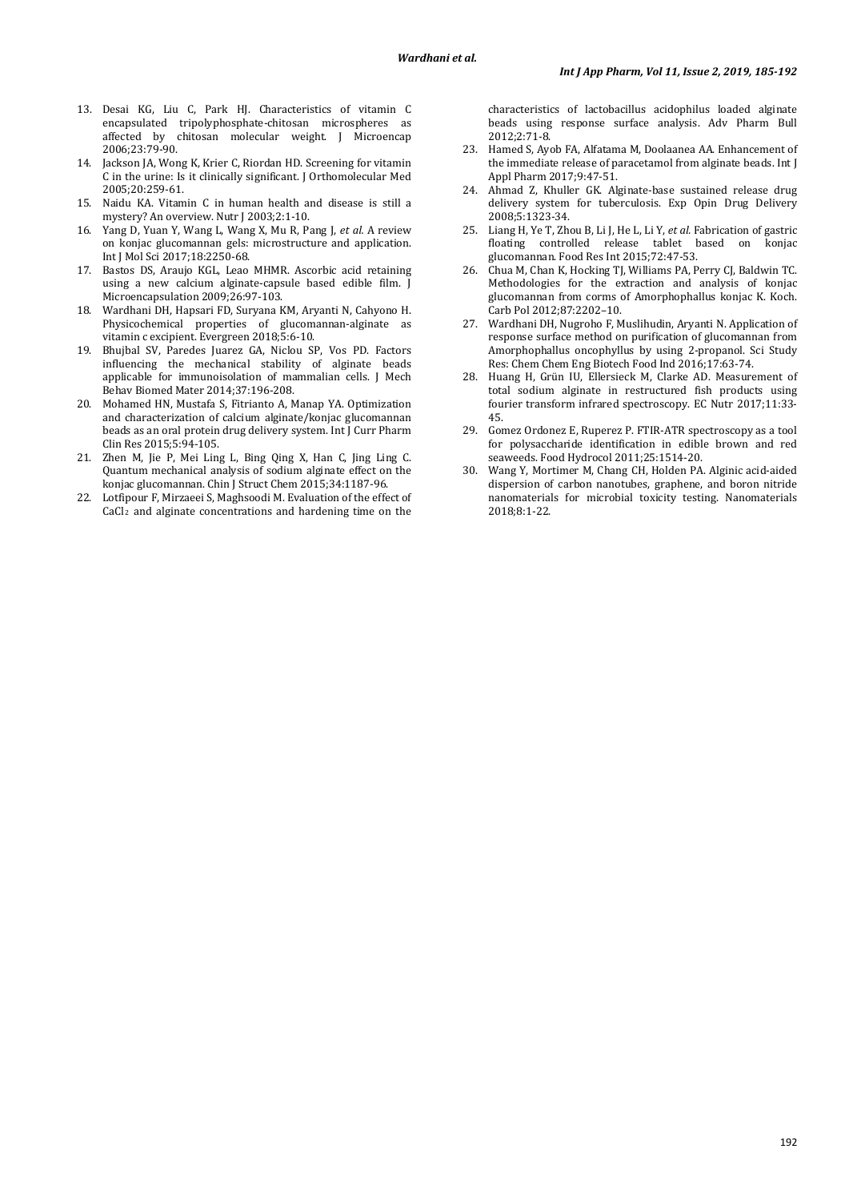13. Desai KG, Liu C, Park HJ. Characteristics of vitamin C encapsulated tripolyphosphate-chitosan microspheres as affected by chitosan molecular weight. J Microencap 2006;23:79-90.
14. Jackson JA, Wong K, Krier C, Riordan HD. Screening for vitamin C in the urine: Is it clinically significant. J Orthomolecular Med 2005;20:259-61.
15. Naidu KA. Vitamin C in human health and disease is still a mystery? An overview. Nutr J 2003;2:1-10.
16. Yang D, Yuan Y, Wang L, Wang X, Mu R, Pang J, *et al.* A review on konjac glucomannan gels: microstructure and application. Int J Mol Sci 2017;18:2250-68.
17. Bastos DS, Araujo KGL, Leao MHMR. Ascorbic acid retaining using a new calcium alginate-capsule based edible film. J Microencapsulation 2009;26:97-103.
18. Wardhani DH, Hapsari FD, Suryana KM, Aryanti N, Cahyono H. Physicochemical properties of glucomannan-alginate as vitamin c excipient. Evergreen 2018;5:6-10.
19. Bhujbal SV, Paredes Juarez GA, Niclou SP, Vos PD. Factors influencing the mechanical stability of alginate beads applicable for immunoisolation of mammalian cells. J Mech Behav Biomed Mater 2014;37:196-208.
20. Mohamed HN, Mustafa S, Fitrianto A, Manap YA. Optimization and characterization of calcium alginate/konjac glucomannan beads as an oral protein drug delivery system. Int J Curr Pharm Clin Res 2015;5:94-105.
21. Zhen M, Jie P, Mei Ling L, Bing Qing X, Han C, Jing Ling C. Quantum mechanical analysis of sodium alginate effect on the konjac glucomannan. Chin J Struct Chem 2015;34:1187-96.
22. Lotfipour F, Mirzaeei S, Maghsoodi M. Evaluation of the effect of $CaCl_2$ and alginate concentrations and hardening time on the characteristics of lactobacillus acidophilus loaded alginate beads using response surface analysis. Adv Pharm Bull 2012;2:71-8.
23. Hamed S, Ayob FA, Alfatama M, Doolaanea AA. Enhancement of the immediate release of paracetamol from alginate beads. Int J Appl Pharm 2017;9:47-51.
24. Ahmad Z, Khuller GK. Alginate-base sustained release drug delivery system for tuberculosis. Exp Opin Drug Delivery 2008;5:1323-34.
25. Liang H, Ye T, Zhou B, Li J, He L, Li Y, *et al.* Fabrication of gastric floating controlled release tablet based on konjac glucomannan. Food Res Int 2015;72:47-53.
26. Chua M, Chan K, Hocking TJ, Williams PA, Perry CJ, Baldwin TC. Methodologies for the extraction and analysis of konjac glucomannan from corms of Amorphophallus konjac K. Koch. Carb Pol 2012;87:2202–10.
27. Wardhani DH, Nugroho F, Muslihudin, Aryanti N. Application of response surface method on purification of glucomannan from Amorphophallus oncophyllus by using 2-propanol. Sci Study Res: Chem Chem Eng Biotech Food Ind 2016;17:63-74.
28. Huang H, Grün IU, Ellersieck M, Clarke AD. Measurement of total sodium alginate in restructured fish products using fourier transform infrared spectroscopy. EC Nutr 2017;11:33-45.
29. Gomez Ordonez E, Ruperez P. FTIR-ATR spectroscopy as a tool for polysaccharide identification in edible brown and red seaweeds. Food Hydrocol 2011;25:1514-20.
30. Wang Y, Mortimer M, Chang CH, Holden PA. Alginic acid-aided dispersion of carbon nanotubes, graphene, and boron nitride nanomaterials for microbial toxicity testing. Nanomaterials 2018;8:1-22.